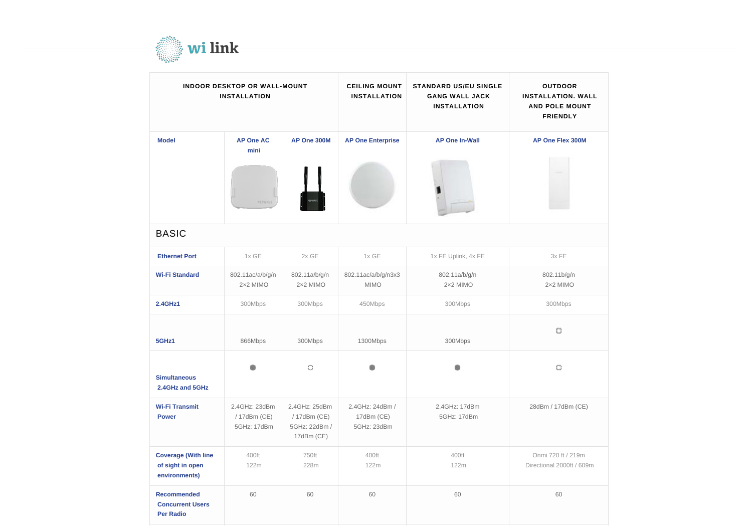wi link

| INDOOR DESKTOP OR WALL-MOUNT INSTALLATION | | | CEILING MOUNT INSTALLATION | STANDARD US/EU SINGLE GANG WALL JACK INSTALLATION | OUTDOOR INSTALLATION. WALL AND POLE MOUNT FRIENDLY |
|---|---|---|---|---|---|
| **Model** | **AP One AC mini** | **AP One 300M** | **AP One Enterprise** | **AP One In-Wall** | **AP One Flex 300M** |
| **BASIC** | | | | | |
| **Ethernet Port** | 1x GE | 2x GE | 1x GE | 1x FE Uplink, 4x FE | 3x FE |
| **Wi-Fi Standard** | 802.11ac/a/b/g/n 2×2 MIMO | 802.11a/b/g/n 2×2 MIMO | 802.11ac/a/b/g/n3x3 MIMO | 802.11a/b/g/n 2×2 MIMO | 802.11b/g/n 2×2 MIMO |
| **2.4GHz1** | 300Mbps | 300Mbps | 450Mbps | 300Mbps | 300Mbps |
| **5GHz1** | 866Mbps | 300Mbps | 1300Mbps | 300Mbps | ○ |
| **Simultaneous 2.4GHz and 5GHz** | ● | ○ | ● | ● | ○ |
| **Wi-Fi Transmit Power** | 2.4GHz: 23dBm / 17dBm (CE) 5GHz: 17dBm | 2.4GHz: 25dBm / 17dBm (CE) 5GHz: 22dBm / 17dBm (CE) | 2.4GHz: 24dBm / 17dBm (CE) 5GHz: 23dBm | 2.4GHz: 17dBm 5GHz: 17dBm | 28dBm / 17dBm (CE) |
| **Coverage (With line of sight in open environments)** | 400ft 122m | 750ft 228m | 400ft 122m | 400ft 122m | Onmi 720 ft / 219m Directional 2000ft / 609m |
| **Recommended Concurrent Users Per Radio** | 60 | 60 | 60 | 60 | 60 |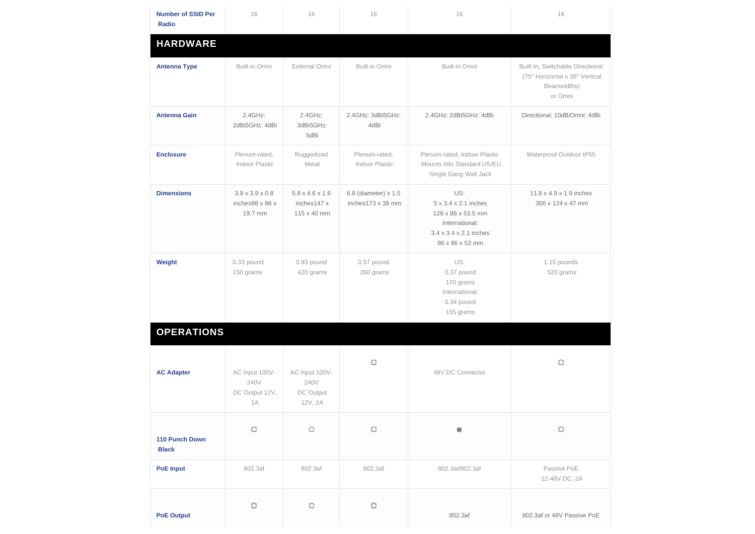| Number of SSID Per Radio | 16 | 16 | 16 | 16 | 16 |
|---|---|---|---|---|---|
| **HARDWARE** | | | | | |
| **Antenna Type** | Built-in Omni | External Omni | Built-in Omni | Built-in Omni | Built-In, Switchable Directional (75° Horizontal x 35° Vertical Beamwidths) or Omni |
| **Antenna Gain** | 2.4GHz: 2dBi5GHz: 4dBi | 2.4GHz: 3dBi5GHz: 5dBi | 2.4GHz: 3dBi5GHz: 4dBi | 2.4GHz: 2dBi5GHz: 4dBi | Directional: 10dBiOmni: 4dBi |
| **Enclosure** | Plenum-rated, Indoor Plastic | Ruggedized Metal | Plenum-rated, Indoor Plastic | Plenum-rated, Indoor Plastic .Mounts Into Standard US/EU Single Gang Wall Jack | Waterproof Outdoor IP55 |
| **Dimensions** | 3.9 x 3.9 x 0.8 inches98 x 98 x 19.7 mm | 5.8 x 4.6 x 1.6 inches147 x 115 x 40 mm | 6.8 (diameter) x 1.5 inches173 x 38 mm | US: 5 x 3.4 x 2.1 inches 128 x 86 x 53.5 mm International: 3.4 x 3.4 x 2.1 inches 86 x 86 x 53 mm | 11.8 x 4.9 x 1.9 inches 300 x 124 x 47 mm |
| **Weight** | 0.33 pound 150 grams | 0.93 pound 420 grams | 0.57 pound 260 grams | US: 0.37 pound 170 grams International: 0.34 pound 155 grams | 1.15 pounds 520 grams |
| **OPERATIONS** | | | | | |
| **AC Adapter** | AC Input 100V-240V DC Output 12V, 1A | AC Input 100V-240V DC Output 12V, 2A | ○ | 48V DC Connector | ○ |
| **110 Punch Down Black** | ○ | ○ | ○ | ● | ○ |
| **PoE Input** | 802.3af | 802.3af | 802.3af | 802.3at/802.3af | Passive PoE 12-48V DC, 2A |
| **PoE Output** | ○ | ○ | ○ | 802.3af | 802.3af or 48V Passive PoE |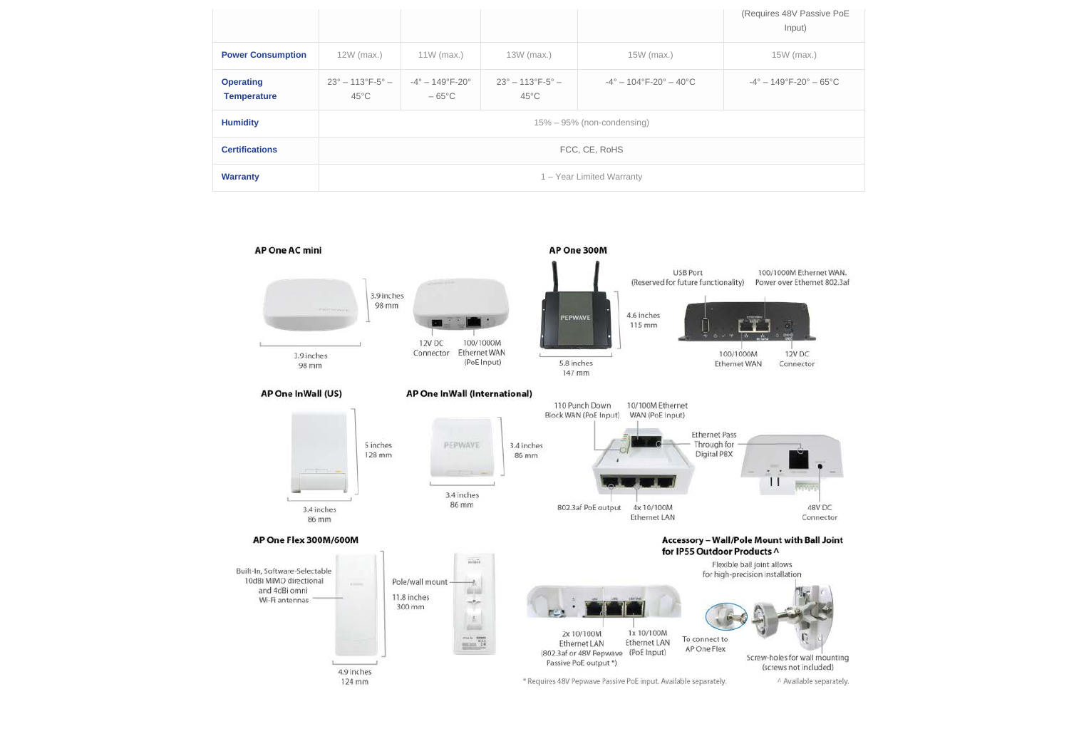| | | | | | |
|---|---|---|---|---|---|
| | | | | | (Requires 48V Passive PoE Input) |
| **Power Consumption** | 12W (max.) | 11W (max.) | 13W (max.) | 15W (max.) | 15W (max.) |
| **Operating Temperature** | 23° – 113°F-5° – 45°C | -4° – 149°F-20° – 65°C | 23° – 113°F-5° – 45°C | -4° – 104°F-20° – 40°C | -4° – 149°F-20° – 65°C |
| **Humidity** | 15% – 95% (non-condensing) | | | | |
| **Certifications** | FCC, CE, RoHS | | | | |
| **Warranty** | 1 – Year Limited Warranty | | | | |

**AP One AC mini**

3.9 inches
98 mm

3.9 inches
98 mm

12V DC Connector

100/1000M Ethernet WAN (PoE Input)

**AP One 300M**

4.6 inches
115 mm

5.8 inches
147 mm

USB Port (Reserved for future functionality)

100/1000M Ethernet WAN. Power over Ethernet 802.3af

100/1000M Ethernet WAN

12V DC Connector

**AP One InWall (US)**

5 inches
128 mm

3.4 inches
86 mm

**AP One InWall (International)**

3.4 inches
86 mm

3.4 inches
86 mm

110 Punch Down Block WAN (PoE Input)

10/100M Ethernet WAN (PoE Input)

Ethernet Pass Through for Digital PBX

802.3af PoE output

4x 10/100M Ethernet LAN

48V DC Connector

**AP One Flex 300M/600M**

Built-In, Software-Selectable 10dBi MIMO directional and 4dBi omni Wi-Fi antennas

Pole/wall mount

11.8 inches
300 mm

4.9 inches
124 mm

2x 10/100M Ethernet LAN (802.3af or 48V Pepwave Passive PoE output *)

1x 10/100M Ethernet LAN (PoE Input)

**Accessory – Wall/Pole Mount with Ball Joint for IP55 Outdoor Products ^**

Flexible ball joint allows for high-precision installation

To connect to AP One Flex

Screw-holes for wall mounting (screws not included)

* Requires 48V Pepwave Passive PoE input. Available separately.

^ Available separately.